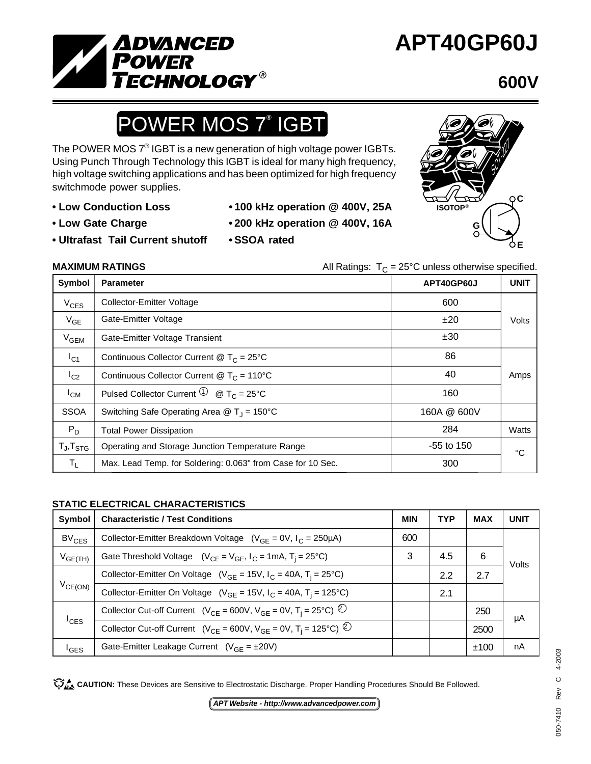# APT40GP60J

## 600V

## POWER MOS 7® IGBT

The POWER MOS 7® IGBT is a new generation of high voltage power IGBTs. Using Punch Through Technology this IGBT is ideal for many high frequency, high voltage switching applications and has been optimized for high frequency switchmode power supplies.

- **Low Conduction Loss**
- **Low Gate Charge**
- **Ultrafast Tail Current shutoff**
- **100 kHz operation @ 400V, 25A**
- **200 kHz operation @ 400V, 16A**
- **SSOA rated**

ISOTOP®

C
G
E

**MAXIMUM RATINGS** All Ratings: $T_C$ = 25°C unless otherwise specified.

| Symbol | Parameter | APT40GP60J | UNIT |
|---|---|---|---|
| $V_{CES}$ | Collector-Emitter Voltage | 600 | Volts |
| $V_{GE}$ | Gate-Emitter Voltage | ±20 | |
| $V_{GEM}$ | Gate-Emitter Voltage Transient | ±30 | |
| $I_{C1}$ | Continuous Collector Current @ $T_C$ = 25°C | 86 | Amps |
| $I_{C2}$ | Continuous Collector Current @ $T_C$ = 110°C | 40 | |
| $I_{CM}$ | Pulsed Collector Current ① @ $T_C$ = 25°C | 160 | |
| SSOA | Switching Safe Operating Area @ $T_J$ = 150°C | 160A @ 600V | |
| $P_D$ | Total Power Dissipation | 284 | Watts |
| $T_J$,$T_{STG}$ | Operating and Storage Junction Temperature Range | -55 to 150 | °C |
| $T_L$ | Max. Lead Temp. for Soldering: 0.063" from Case for 10 Sec. | 300 | |

**STATIC ELECTRICAL CHARACTERISTICS**

| Symbol | Characteristic / Test Conditions | MIN | TYP | MAX | UNIT |
|---|---|---|---|---|---|
| $BV_{CES}$ | Collector-Emitter Breakdown Voltage ($V_{GE}$ = 0V, $I_C$ = 250µA) | 600 | | | Volts |
| $V_{GE(TH)}$ | Gate Threshold Voltage ($V_{CE}$ = $V_{GE}$, $I_C$ = 1mA, $T_j$ = 25°C) | 3 | 4.5 | 6 | |
| $V_{CE(ON)}$ | Collector-Emitter On Voltage ($V_{GE}$ = 15V, $I_C$ = 40A, $T_j$ = 25°C) | | 2.2 | 2.7 | |
| | Collector-Emitter On Voltage ($V_{GE}$ = 15V, $I_C$ = 40A, $T_j$ = 125°C) | | 2.1 | | |
| $I_{CES}$ | Collector Cut-off Current ($V_{CE}$ = 600V, $V_{GE}$ = 0V, $T_j$ = 25°C) ② | | | 250 | µA |
| | Collector Cut-off Current ($V_{CE}$ = 600V, $V_{GE}$ = 0V, $T_j$ = 125°C) ② | | | 2500 | |
| $I_{GES}$ | Gate-Emitter Leakage Current ($V_{GE}$ = ±20V) | | | ±100 | nA |

**CAUTION:** These Devices are Sensitive to Electrostatic Discharge. Proper Handling Procedures Should Be Followed.

*APT Website - http://www.advancedpower.com*

050-7410 Rev C 4-2003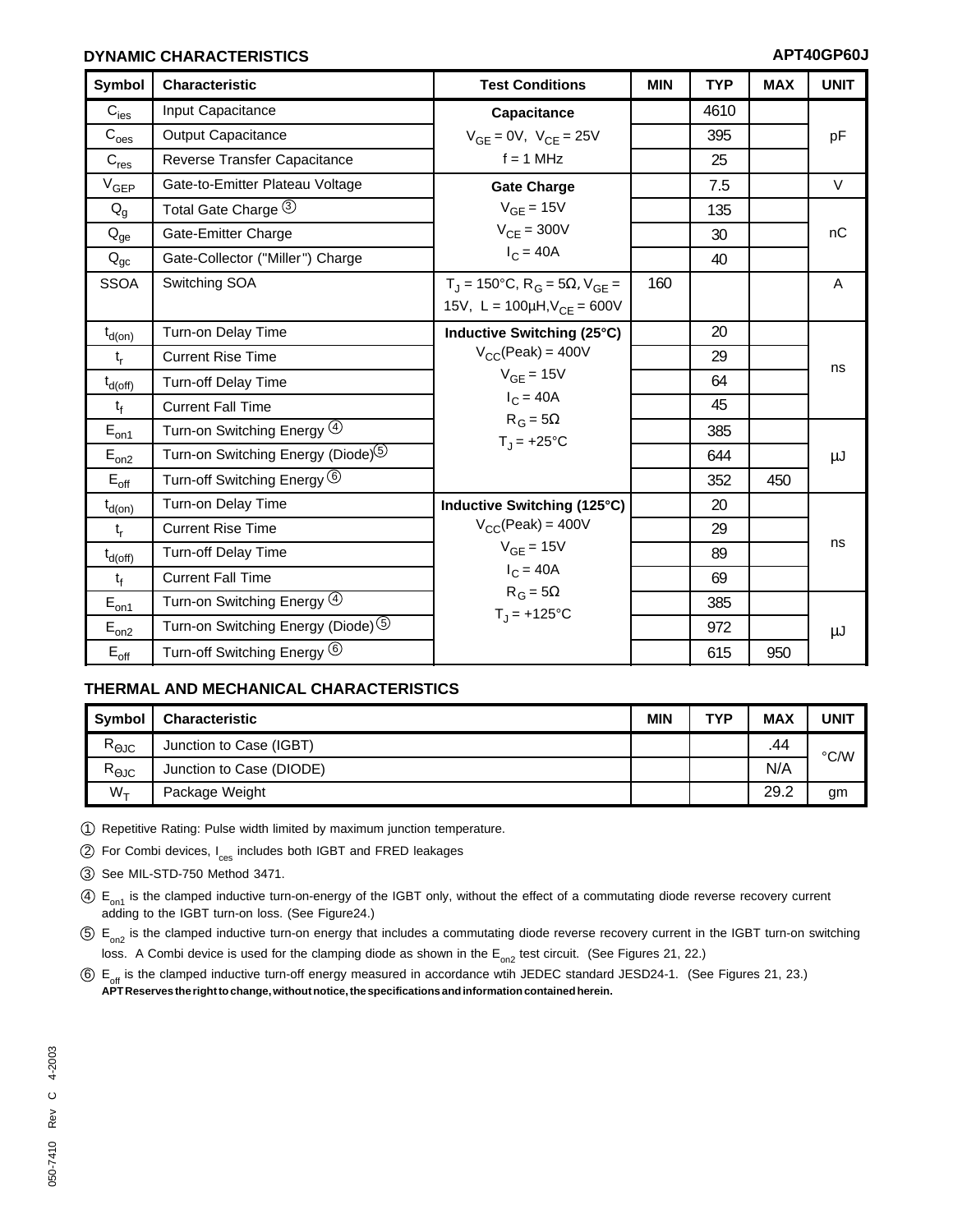## DYNAMIC CHARACTERISTICS

APT40GP60J

| Symbol | Characteristic | Test Conditions | MIN | TYP | MAX | UNIT |
|---|---|---|---|---|---|---|
| $C_{ies}$ | Input Capacitance | **Capacitance** | | 4610 | | pF |
| $C_{oes}$ | Output Capacitance | $V_{GE}$ = 0V, $V_{CE}$ = 25V | | 395 | | |
| $C_{res}$ | Reverse Transfer Capacitance | f = 1 MHz | | 25 | | |
| $V_{GEP}$ | Gate-to-Emitter Plateau Voltage | **Gate Charge** | | 7.5 | | V |
| $Q_g$ | Total Gate Charge ③ | $V_{GE}$ = 15V | | 135 | | nC |
| $Q_{ge}$ | Gate-Emitter Charge | $V_{CE}$ = 300V | | 30 | | |
| $Q_{gc}$ | Gate-Collector ("Miller") Charge | $I_C$ = 40A | | 40 | | |
| SSOA | Switching SOA | $T_J$ = 150°C, $R_G$ = 5Ω, $V_{GE}$ = 15V, L = 100µH, $V_{CE}$ = 600V | 160 | | | A |
| $t_{d(on)}$ | Turn-on Delay Time | **Inductive Switching (25°C)** | | 20 | | ns |
| $t_r$ | Current Rise Time | $V_{CC}$(Peak) = 400V | | 29 | | |
| $t_{d(off)}$ | Turn-off Delay Time | $V_{GE}$ = 15V | | 64 | | |
| $t_f$ | Current Fall Time | $I_C$ = 40A | | 45 | | |
| $E_{on1}$ | Turn-on Switching Energy ④ | $R_G$ = 5Ω | | 385 | | µJ |
| $E_{on2}$ | Turn-on Switching Energy (Diode)⑤ | $T_J$ = +25°C | | 644 | | |
| $E_{off}$ | Turn-off Switching Energy ⑥ | | | 352 | 450 | |
| $t_{d(on)}$ | Turn-on Delay Time | **Inductive Switching (125°C)** | | 20 | | ns |
| $t_r$ | Current Rise Time | $V_{CC}$(Peak) = 400V | | 29 | | |
| $t_{d(off)}$ | Turn-off Delay Time | $V_{GE}$ = 15V | | 89 | | |
| $t_f$ | Current Fall Time | $I_C$ = 40A | | 69 | | |
| $E_{on1}$ | Turn-on Switching Energy ④ | $R_G$ = 5Ω | | 385 | | µJ |
| $E_{on2}$ | Turn-on Switching Energy (Diode) ⑤ | $T_J$ = +125°C | | 972 | | |
| $E_{off}$ | Turn-off Switching Energy ⑥ | | | 615 | 950 | |

## THERMAL AND MECHANICAL CHARACTERISTICS

| Symbol | Characteristic | MIN | TYP | MAX | UNIT |
|---|---|---|---|---|---|
| $R_{\Theta JC}$ | Junction to Case (IGBT) | | | .44 | °C/W |
| $R_{\Theta JC}$ | Junction to Case (DIODE) | | | N/A | |
| $W_T$ | Package Weight | | | 29.2 | gm |

① Repetitive Rating: Pulse width limited by maximum junction temperature.

② For Combi devices, $I_{ces}$ includes both IGBT and FRED leakages

③ See MIL-STD-750 Method 3471.

④ $E_{on1}$ is the clamped inductive turn-on-energy of the IGBT only, without the effect of a commutating diode reverse recovery current adding to the IGBT turn-on loss. (See Figure24.)

⑤ $E_{on2}$ is the clamped inductive turn-on energy that includes a commutating diode reverse recovery current in the IGBT turn-on switching loss. A Combi device is used for the clamping diode as shown in the $E_{on2}$ test circuit. (See Figures 21, 22.)

⑥ $E_{off}$ is the clamped inductive turn-off energy measured in accordance wtih JEDEC standard JESD24-1. (See Figures 21, 23.)

**APT Reserves the right to change, without notice, the specifications and information contained herein.**

050-7410 Rev C 4-2003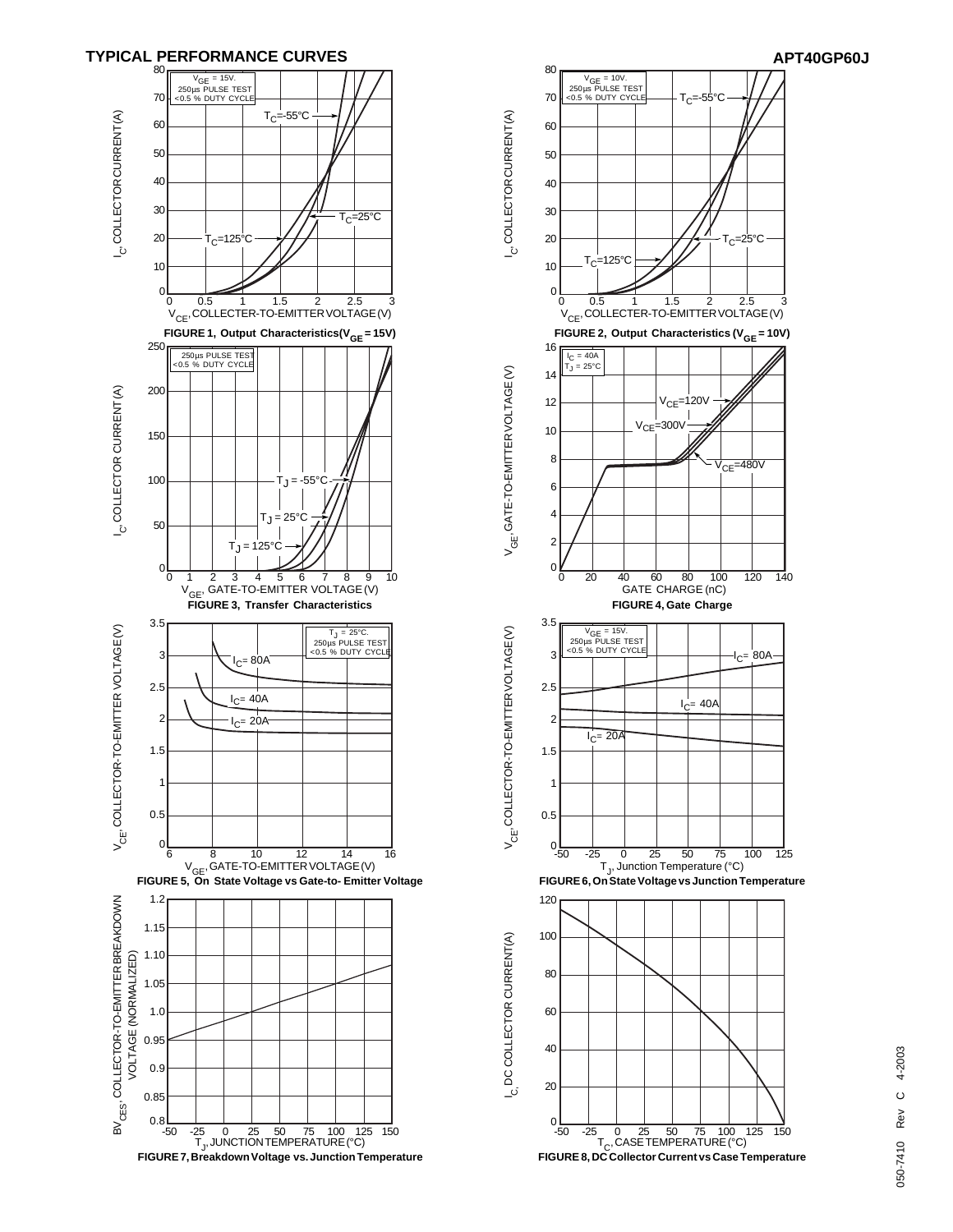## TYPICAL PERFORMANCE CURVES

$V_{GE}$ = 15V.
250µs PULSE TEST
<0.5 % DUTY CYCLE

$T_C$=-55°C
$T_C$=25°C
$T_C$=125°C

$I_C$, COLLECTOR CURRENT (A)
0 10 20 30 40 50 60 70 80
0 0.5 1 1.5 2 2.5 3
$V_{CE}$, COLLECTER-TO-EMITTER VOLTAGE (V)

**FIGURE 1, Output Characteristics($V_{GE}$ = 15V)**

$V_{GE}$ = 10V.
250µs PULSE TEST
<0.5 % DUTY CYCLE

$T_C$=-55°C
$T_C$=25°C
$T_C$=125°C

$I_C$, COLLECTOR CURRENT (A)
0 10 20 30 40 50 60 70 80
0 0.5 1 1.5 2 2.5 3
$V_{CE}$, COLLECTER-TO-EMITTER VOLTAGE (V)

**FIGURE 2, Output Characteristics ($V_{GE}$ = 10V)**

250µs PULSE TEST
<0.5 % DUTY CYCLE

$T_J$ = -55°C
$T_J$ = 25°C
$T_J$ = 125°C

$I_C$, COLLECTOR CURRENT (A)
0 50 100 150 200 250
0 1 2 3 4 5 6 7 8 9 10
$V_{GE}$, GATE-TO-EMITTER VOLTAGE (V)

**FIGURE 3, Transfer Characteristics**

$I_C$ = 40A
$T_J$ = 25°C

$V_{CE}$=120V
$V_{CE}$=300V
$V_{CE}$=480V

$V_{GE}$, GATE-TO-EMITTER VOLTAGE (V)
0 2 4 6 8 10 12 14 16
0 20 40 60 80 100 120 140
GATE CHARGE (nC)

**FIGURE 4, Gate Charge**

$T_J$ = 25°C.
250µs PULSE TEST
<0.5 % DUTY CYCLE

$I_C$= 80A
$I_C$= 40A
$I_C$= 20A

$V_{CE}$, COLLECTOR-TO-EMITTER VOLTAGE (V)
0 0.5 1 1.5 2 2.5 3 3.5
6 8 10 12 14 16
$V_{GE}$, GATE-TO-EMITTER VOLTAGE (V)

**FIGURE 5, On State Voltage vs Gate-to- Emitter Voltage**

$V_{GE}$ = 15V.
250µs PULSE TEST
<0.5 % DUTY CYCLE

$I_C$= 80A
$I_C$= 40A
$I_C$= 20A

$V_{CE}$, COLLECTOR-TO-EMITTER VOLTAGE (V)
0 0.5 1 1.5 2 2.5 3 3.5
-50 -25 0 25 50 75 100 125
$T_J$, Junction Temperature (°C)

**FIGURE 6, On State Voltage vs Junction Temperature**

$BV_{CES}$, COLLECTOR-TO-EMITTER BREAKDOWN VOLTAGE (NORMALIZED)
0.8 0.85 0.9 0.95 1.0 1.05 1.10 1.15 1.2
-50 -25 0 25 50 75 100 125 150
$T_J$, JUNCTION TEMPERATURE (°C)

**FIGURE 7, Breakdown Voltage vs. Junction Temperature**

$I_C$, DC COLLECTOR CURRENT (A)
0 20 40 60 80 100 120
-50 -25 0 25 50 75 100 125 150
$T_C$, CASE TEMPERATURE (°C)

**FIGURE 8, DC Collector Current vs Case Temperature**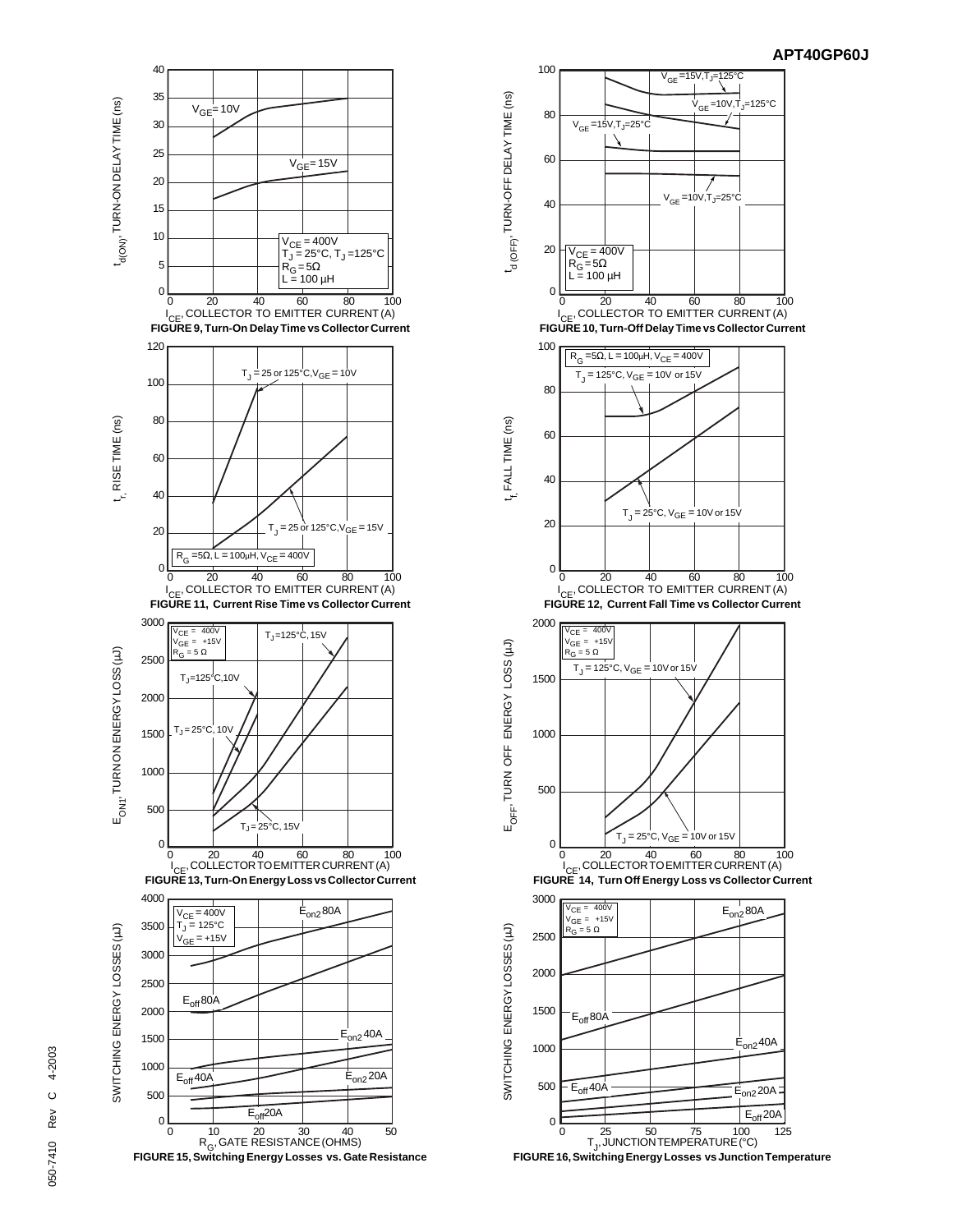APT40GP60J

$t_{d(ON)}$, TURN-ON DELAY TIME (ns)

40
35
30
25
20
15
10
5
0

$V_{GE}$= 10V

$V_{GE}$= 15V

$V_{CE}$ = 400V
$T_J$ = 25°C, $T_J$ =125°C
$R_G$ = 5Ω
L = 100 µH

0 20 40 60 80 100

$I_{CE}$, COLLECTOR TO EMITTER CURRENT (A)

**FIGURE 9, Turn-On Delay Time vs Collector Current**

$t_{d (OFF)}$, TURN-OFF DELAY TIME (ns)

100
80
60
40
20
0

$V_{GE}$ =15V,$T_J$=125°C

$V_{GE}$ =10V,$T_J$=125°C

$V_{GE}$ =15V,$T_J$=25°C

$V_{GE}$ =10V,$T_J$=25°C

$V_{CE}$ = 400V
$R_G$ = 5Ω
L = 100 µH

0 20 40 60 80 100

$I_{CE}$, COLLECTOR TO EMITTER CURRENT (A)

**FIGURE 10, Turn-Off Delay Time vs Collector Current**

$t_r$, RISE TIME (ns)

120
100
80
60
40
20
0

$T_J$ = 25 or 125°C,$V_{GE}$ = 10V

$T_J$ = 25 or 125°C,$V_{GE}$ = 15V

$R_G$ =5Ω, L = 100µH, $V_{CE}$ = 400V

0 20 40 60 80 100

$I_{CE}$, COLLECTOR TO EMITTER CURRENT (A)

**FIGURE 11, Current Rise Time vs Collector Current**

$t_f$, FALL TIME (ns)

100
80
60
40
20
0

$R_G$ =5Ω, L = 100µH, $V_{CE}$ = 400V

$T_J$ = 125°C, $V_{GE}$ = 10V or 15V

$T_J$ = 25°C, $V_{GE}$ = 10V or 15V

0 20 40 60 80 100

$I_{CE}$, COLLECTOR TO EMITTER CURRENT (A)

**FIGURE 12, Current Fall Time vs Collector Current**

$E_{ON1}$, TURN ON ENERGY LOSS (µJ)

3000
2500
2000
1500
1000
500
0

$V_{CE}$ = 400V
$V_{GE}$ = +15V
$R_G$ = 5 Ω

$T_J$=125°C, 15V

$T_J$=125°C,10V

$T_J$ = 25°C, 10V

$T_J$ = 25°C, 15V

0 20 40 60 80 100

$I_{CE}$, COLLECTOR TO EMITTER CURRENT (A)

**FIGURE 13, Turn-On Energy Loss vs Collector Current**

$E_{OFF}$, TURN OFF ENERGY LOSS (µJ)

2000
1500
1000
500
0

$V_{CE}$ = 400V
$V_{GE}$ = +15V
$R_G$ = 5 Ω

$T_J$ = 125°C, $V_{GE}$ = 10V or 15V

$T_J$ = 25°C, $V_{GE}$ = 10V or 15V

0 20 40 60 80 100

$I_{CE}$, COLLECTOR TO EMITTER CURRENT (A)

**FIGURE 14, Turn Off Energy Loss vs Collector Current**

SWITCHING ENERGY LOSSES (µJ)

4000
3500
3000
2500
2000
1500
1000
500
0

$V_{CE}$ = 400V
$T_J$ = 125°C
$V_{GE}$ = +15V

$E_{on2}$ 80A

$E_{off}$ 80A

$E_{on2}$ 40A

$E_{off}$ 40A

$E_{on2}$ 20A

$E_{off}$ 20A

0 10 20 30 40 50

$R_G$, GATE RESISTANCE (OHMS)

**FIGURE 15, Switching Energy Losses vs. Gate Resistance**

SWITCHING ENERGY LOSSES (µJ)

3000
2500
2000
1500
1000
500
0

$V_{CE}$ = 400V
$V_{GE}$ = +15V
$R_G$ = 5 Ω

$E_{on2}$ 80A

$E_{off}$ 80A

$E_{on2}$ 40A

$E_{off}$ 40A

$E_{on2}$ 20A

$E_{off}$ 20A

0 25 50 75 100 125

$T_J$, JUNCTION TEMPERATURE (°C)

**FIGURE 16, Switching Energy Losses vs Junction Temperature**

050-7410 Rev C 4-2003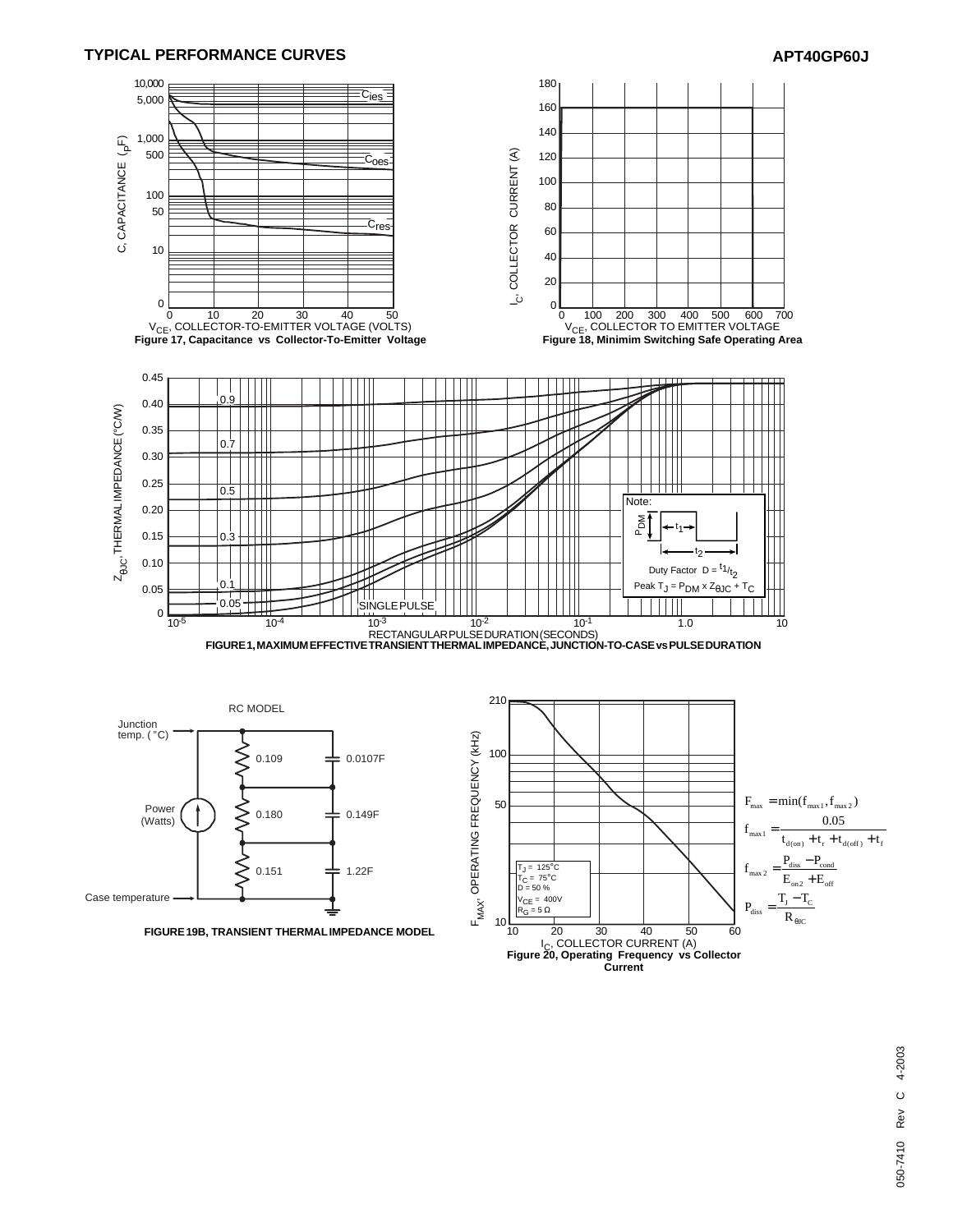## TYPICAL PERFORMANCE CURVES

C, CAPACITANCE (pF)

10,000
5,000
1,000
500
100
50
10
0

$C_{ies}$
$C_{oes}$
$C_{res}$

0 10 20 30 40 50

$V_{CE}$, COLLECTOR-TO-EMITTER VOLTAGE (VOLTS)

**Figure 17, Capacitance vs Collector-To-Emitter Voltage**

$I_C$, COLLECTOR CURRENT (A)

180
160
140
120
100
80
60
40
20
0

0 100 200 300 400 500 600 700

$V_{CE}$, COLLECTOR TO EMITTER VOLTAGE

**Figure 18, Minimim Switching Safe Operating Area**

$Z_{\theta JC}$, THERMAL IMPEDANCE (°C/W)

0.45
0.40
0.35
0.30
0.25
0.20
0.15
0.10
0.05
0

0.9
0.7
0.5
0.3
0.1
0.05
SINGLE PULSE

Note:
$P_{DM}$
$t_1$
$t_2$
Duty Factor $D = t_1/t_2$
Peak $T_J = P_{DM} \times Z_{\theta JC} + T_C$

$10^{-5}$ $10^{-4}$ $10^{-3}$ $10^{-2}$ $10^{-1}$ 1.0 10

RECTANGULAR PULSE DURATION (SECONDS)

**FIGURE 1, MAXIMUM EFFECTIVE TRANSIENT THERMAL IMPEDANCE, JUNCTION-TO-CASE vs PULSE DURATION**

RC MODEL

Junction temp. (°C)

Power (Watts)

Case temperature

0.109 0.0107F
0.180 0.149F
0.151 1.22F

**FIGURE 19B, TRANSIENT THERMAL IMPEDANCE MODEL**

$F_{MAX}$, OPERATING FREQUENCY (kHz)

210
100
50
10

$T_J = 125°C$
$T_C = 75°C$
$D = 50\ \%$
$V_{CE} = 400V$
$R_G = 5\ \Omega$

10 20 30 40 50 60

$I_C$, COLLECTOR CURRENT (A)

**Figure 20, Operating Frequency vs Collector Current**

$$F_{max} = \min(f_{max1}, f_{max2})$$

$$f_{max1} = \frac{0.05}{t_{d(on)} + t_r + t_{d(off)} + t_f}$$

$$f_{max2} = \frac{P_{diss} - P_{cond}}{E_{on2} + E_{off}}$$

$$P_{diss} = \frac{T_J - T_C}{R_{\theta JC}}$$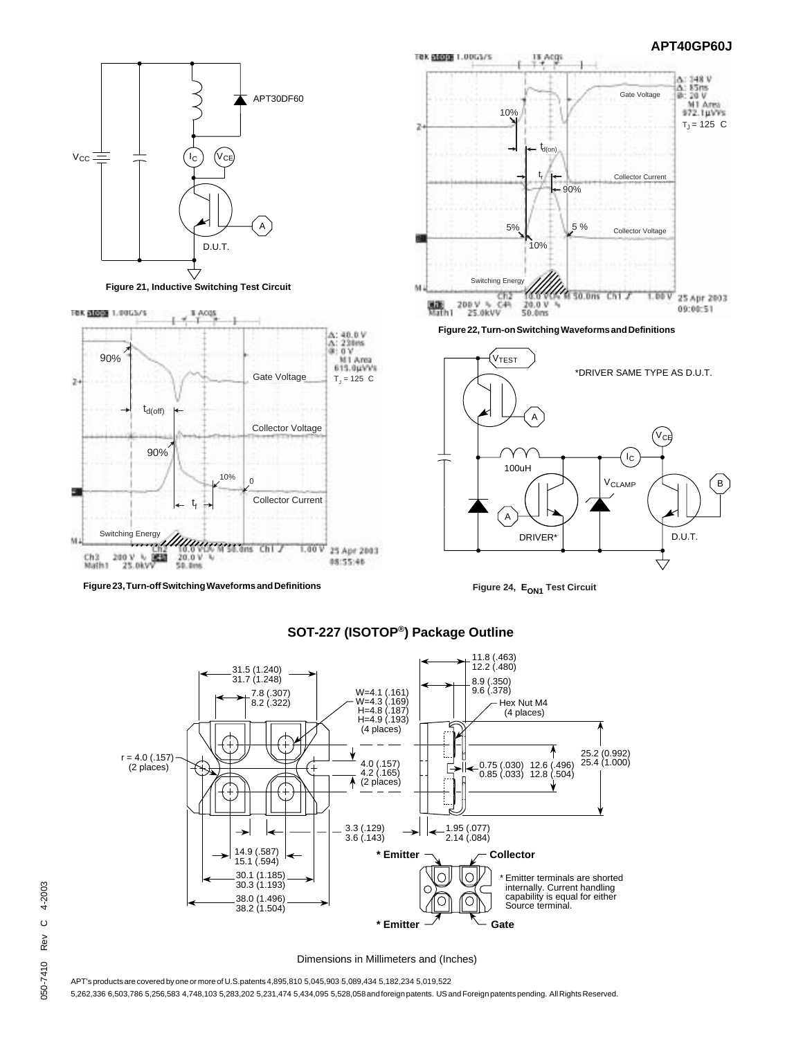APT30DF60

$V_{CC}$

$I_C$

$V_{CE}$

A

D.U.T.

Figure 21, Inductive Switching Test Circuit

Gate Voltage

10%

$T_J$ = 125 C

$t_{d(on)}$

$t_r$

Collector Current

90%

5%

5 %

Collector Voltage

10%

Switching Energy

Figure 22, Turn-on Switching Waveforms and Definitions

90%

Gate Voltage

$T_J$ = 125 C

$t_{d(off)}$

Collector Voltage

90%

10%

0

Collector Current

$t_f$

Switching Energy

Figure 23, Turn-off Switching Waveforms and Definitions

$V_{TEST}$

*DRIVER SAME TYPE AS D.U.T.

A

$V_{CE}$

100uH

$I_C$

$V_{CLAMP}$

B

A

DRIVER*

D.U.T.

Figure 24, $E_{ON1}$ Test Circuit

## SOT-227 (ISOTOP®) Package Outline

31.5 (1.240)
31.7 (1.248)

7.8 (.307)
8.2 (.322)

W=4.1 (.161)
W=4.3 (.169)
H=4.8 (.187)
H=4.9 (.193)
(4 places)

11.8 (.463)
12.2 (.480)

8.9 (.350)
9.6 (.378)

Hex Nut M4
(4 places)

r = 4.0 (.157)
(2 places)

4.0 (.157)
4.2 (.165)
(2 places)

0.75 (.030)
0.85 (.033)

12.6 (.496)
12.8 (.504)

25.2 (0.992)
25.4 (1.000)

3.3 (.129)
3.6 (.143)

1.95 (.077)
2.14 (.084)

14.9 (.587)
15.1 (.594)

30.1 (1.185)
30.3 (1.193)

38.0 (1.496)
38.2 (1.504)

**\* Emitter**

**Collector**

\* Emitter terminals are shorted internally. Current handling capability is equal for either Source terminal.

**\* Emitter**

**Gate**

Dimensions in Millimeters and (Inches)

APT's products are covered by one or more of U.S. patents 4,895,810 5,045,903 5,089,434 5,182,234 5,019,522
5,262,336 6,503,786 5,256,583 4,748,103 5,283,202 5,231,474 5,434,095 5,528,058 and foreign patents. US and Foreign patents pending. All Rights Reserved.